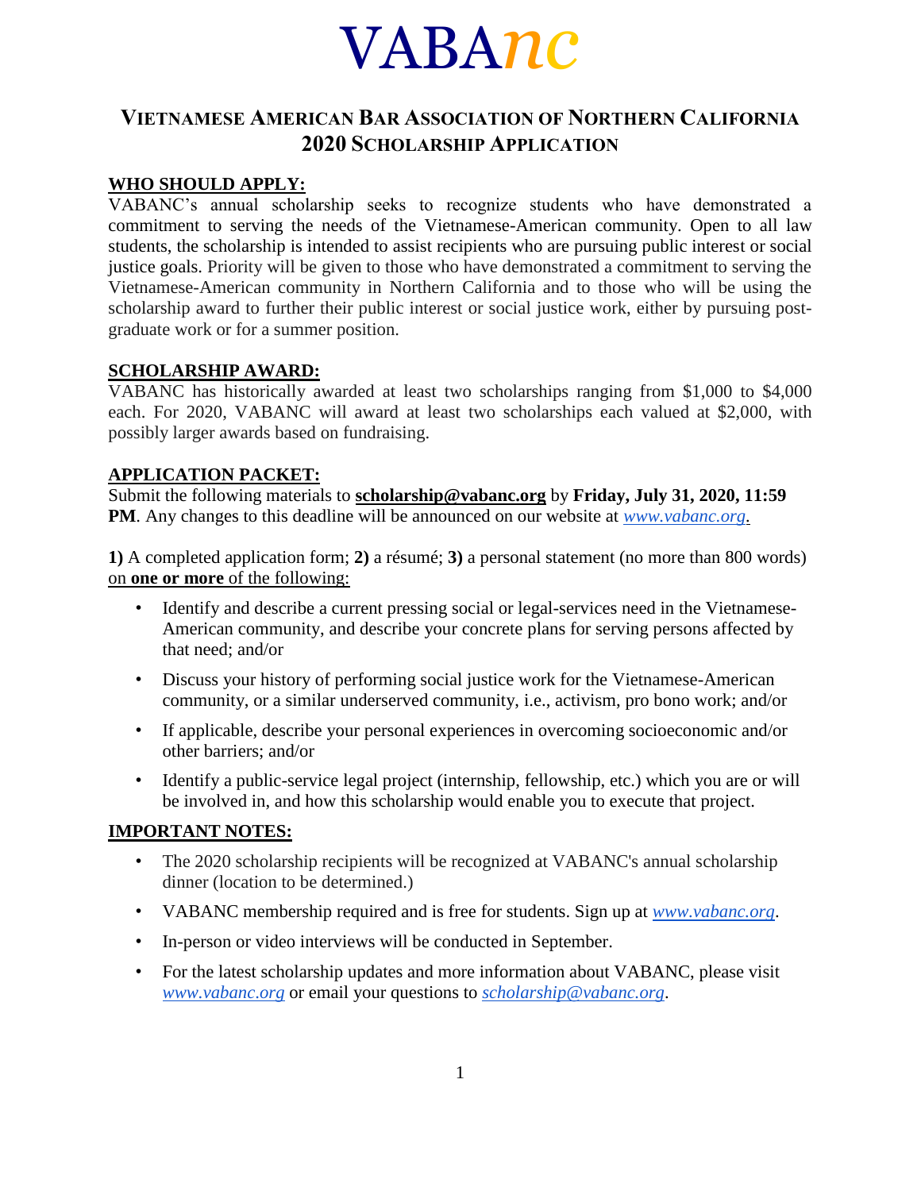# VABAnc

## Vietnamese American Bar Association of Northern California
## 2020 Scholarship Application

**WHO SHOULD APPLY:**

VABANC's annual scholarship seeks to recognize students who have demonstrated a commitment to serving the needs of the Vietnamese-American community. Open to all law students, the scholarship is intended to assist recipients who are pursuing public interest or social justice goals. Priority will be given to those who have demonstrated a commitment to serving the Vietnamese-American community in Northern California and to those who will be using the scholarship award to further their public interest or social justice work, either by pursuing post-graduate work or for a summer position.

**SCHOLARSHIP AWARD:**

VABANC has historically awarded at least two scholarships ranging from $1,000 to $4,000 each. For 2020, VABANC will award at least two scholarships each valued at $2,000, with possibly larger awards based on fundraising.

**APPLICATION PACKET:**

Submit the following materials to **scholarship@vabanc.org** by **Friday, July 31, 2020, 11:59 PM**. Any changes to this deadline will be announced on our website at *www.vabanc.org*.

**1)** A completed application form; **2)** a résumé; **3)** a personal statement (no more than 800 words) on **one or more** of the following:

- Identify and describe a current pressing social or legal-services need in the Vietnamese-American community, and describe your concrete plans for serving persons affected by that need; and/or
- Discuss your history of performing social justice work for the Vietnamese-American community, or a similar underserved community, i.e., activism, pro bono work; and/or
- If applicable, describe your personal experiences in overcoming socioeconomic and/or other barriers; and/or
- Identify a public-service legal project (internship, fellowship, etc.) which you are or will be involved in, and how this scholarship would enable you to execute that project.

**IMPORTANT NOTES:**

- The 2020 scholarship recipients will be recognized at VABANC's annual scholarship dinner (location to be determined.)
- VABANC membership required and is free for students. Sign up at *www.vabanc.org*.
- In-person or video interviews will be conducted in September.
- For the latest scholarship updates and more information about VABANC, please visit *www.vabanc.org* or email your questions to *scholarship@vabanc.org*.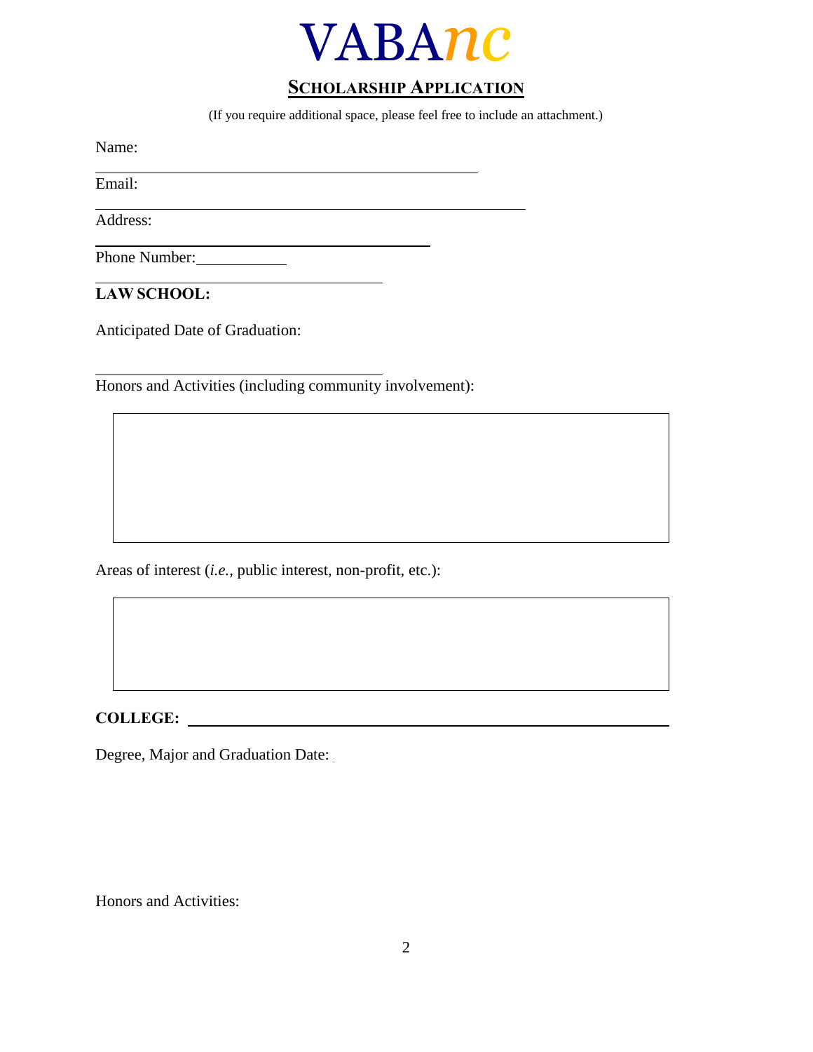# VABA*nc*

## SCHOLARSHIP APPLICATION

(If you require additional space, please feel free to include an attachment.)

Name: ____________________

Email: ____________________

Address: ____________________

Phone Number: ____________________

**LAW SCHOOL:**

Anticipated Date of Graduation: ____________________

Honors and Activities (including community involvement):

Areas of interest (*i.e.*, public interest, non-profit, etc.):

**COLLEGE:** ____________________

Degree, Major and Graduation Date:

Honors and Activities: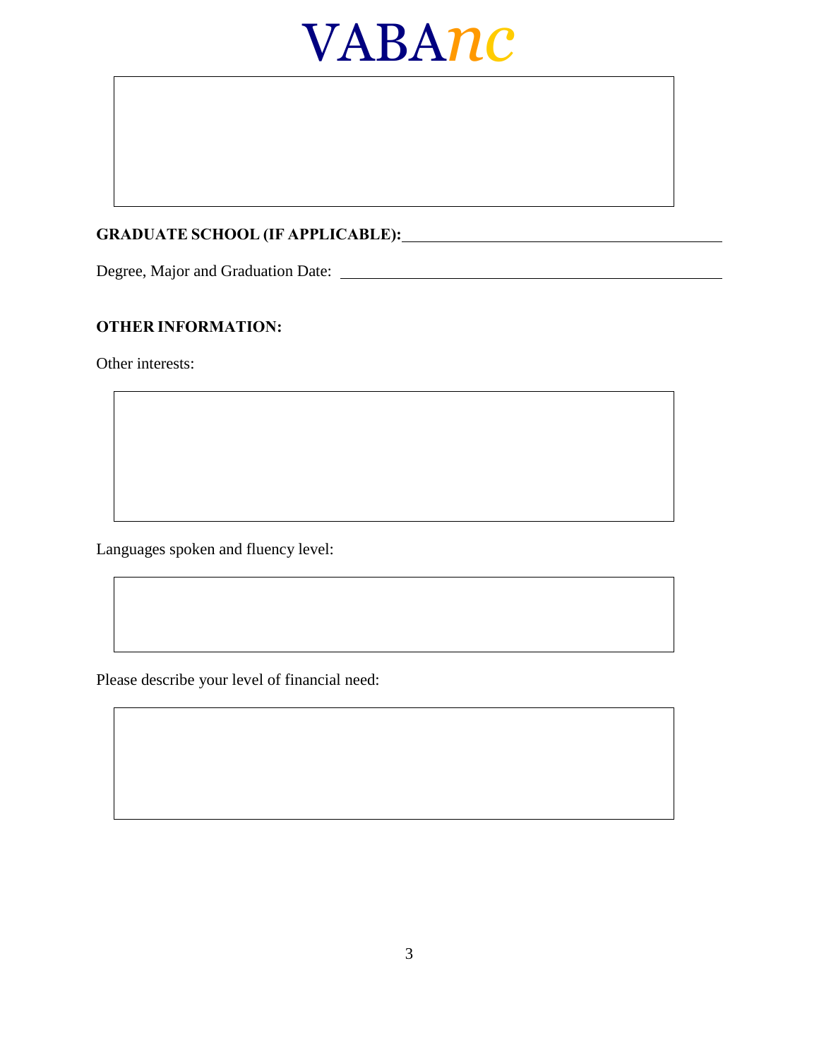VABA*nc*

**GRADUATE SCHOOL (IF APPLICABLE):** ___________________________________________

Degree, Major and Graduation Date: ___________________________________________

**OTHER INFORMATION:**

Other interests:

Languages spoken and fluency level:

Please describe your level of financial need: